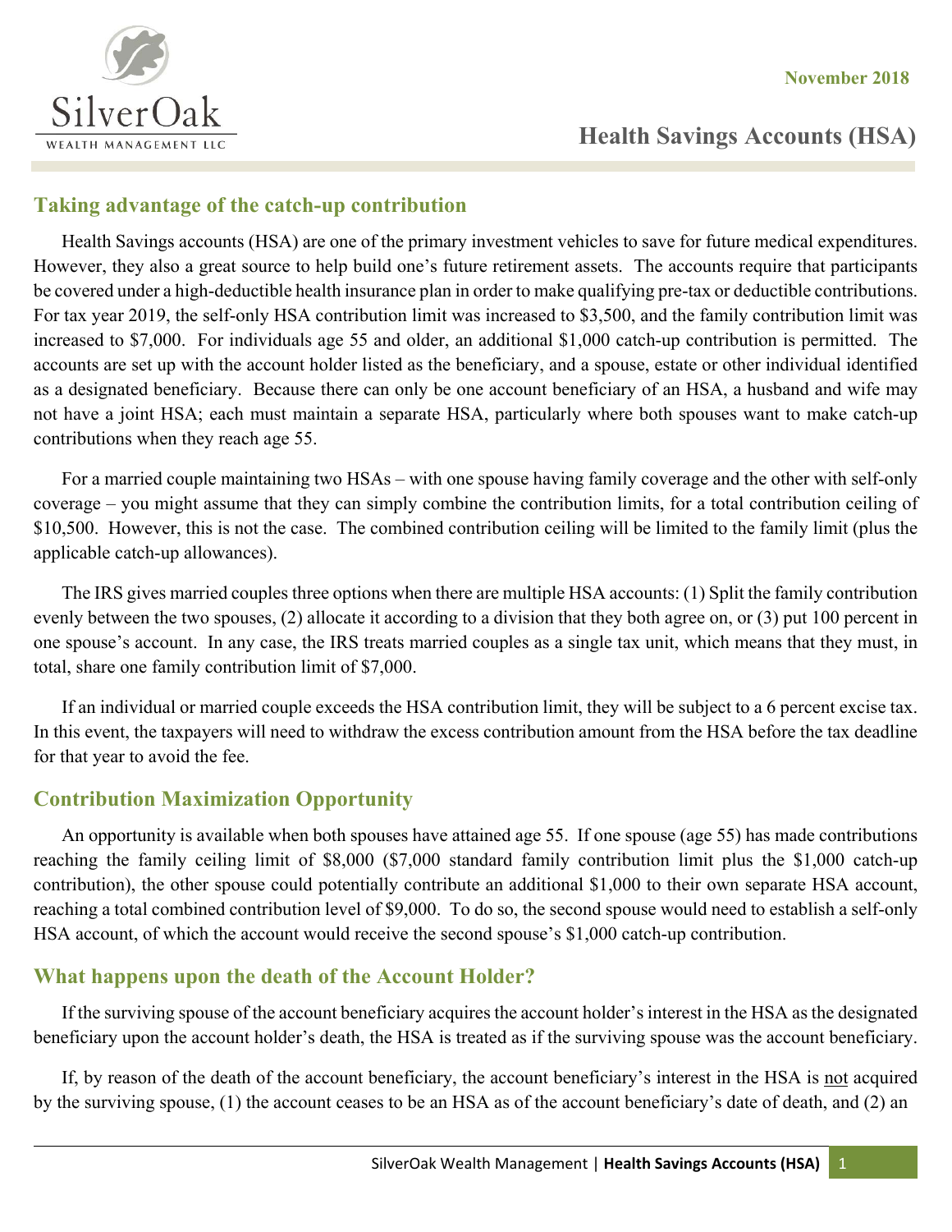SilverOak

WEALTH MANAGEMENT LLC

November 2018

# Health Savings Accounts (HSA)

## Taking advantage of the catch-up contribution

Health Savings accounts (HSA) are one of the primary investment vehicles to save for future medical expenditures. However, they also a great source to help build one's future retirement assets. The accounts require that participants be covered under a high-deductible health insurance plan in order to make qualifying pre-tax or deductible contributions. For tax year 2019, the self-only HSA contribution limit was increased to $3,500, and the family contribution limit was increased to $7,000. For individuals age 55 and older, an additional $1,000 catch-up contribution is permitted. The accounts are set up with the account holder listed as the beneficiary, and a spouse, estate or other individual identified as a designated beneficiary. Because there can only be one account beneficiary of an HSA, a husband and wife may not have a joint HSA; each must maintain a separate HSA, particularly where both spouses want to make catch-up contributions when they reach age 55.

For a married couple maintaining two HSAs – with one spouse having family coverage and the other with self-only coverage – you might assume that they can simply combine the contribution limits, for a total contribution ceiling of $10,500. However, this is not the case. The combined contribution ceiling will be limited to the family limit (plus the applicable catch-up allowances).

The IRS gives married couples three options when there are multiple HSA accounts: (1) Split the family contribution evenly between the two spouses, (2) allocate it according to a division that they both agree on, or (3) put 100 percent in one spouse's account. In any case, the IRS treats married couples as a single tax unit, which means that they must, in total, share one family contribution limit of $7,000.

If an individual or married couple exceeds the HSA contribution limit, they will be subject to a 6 percent excise tax. In this event, the taxpayers will need to withdraw the excess contribution amount from the HSA before the tax deadline for that year to avoid the fee.

## Contribution Maximization Opportunity

An opportunity is available when both spouses have attained age 55. If one spouse (age 55) has made contributions reaching the family ceiling limit of $8,000 ($7,000 standard family contribution limit plus the $1,000 catch-up contribution), the other spouse could potentially contribute an additional $1,000 to their own separate HSA account, reaching a total combined contribution level of $9,000. To do so, the second spouse would need to establish a self-only HSA account, of which the account would receive the second spouse's $1,000 catch-up contribution.

## What happens upon the death of the Account Holder?

If the surviving spouse of the account beneficiary acquires the account holder's interest in the HSA as the designated beneficiary upon the account holder's death, the HSA is treated as if the surviving spouse was the account beneficiary.

If, by reason of the death of the account beneficiary, the account beneficiary's interest in the HSA is not acquired by the surviving spouse, (1) the account ceases to be an HSA as of the account beneficiary's date of death, and (2) an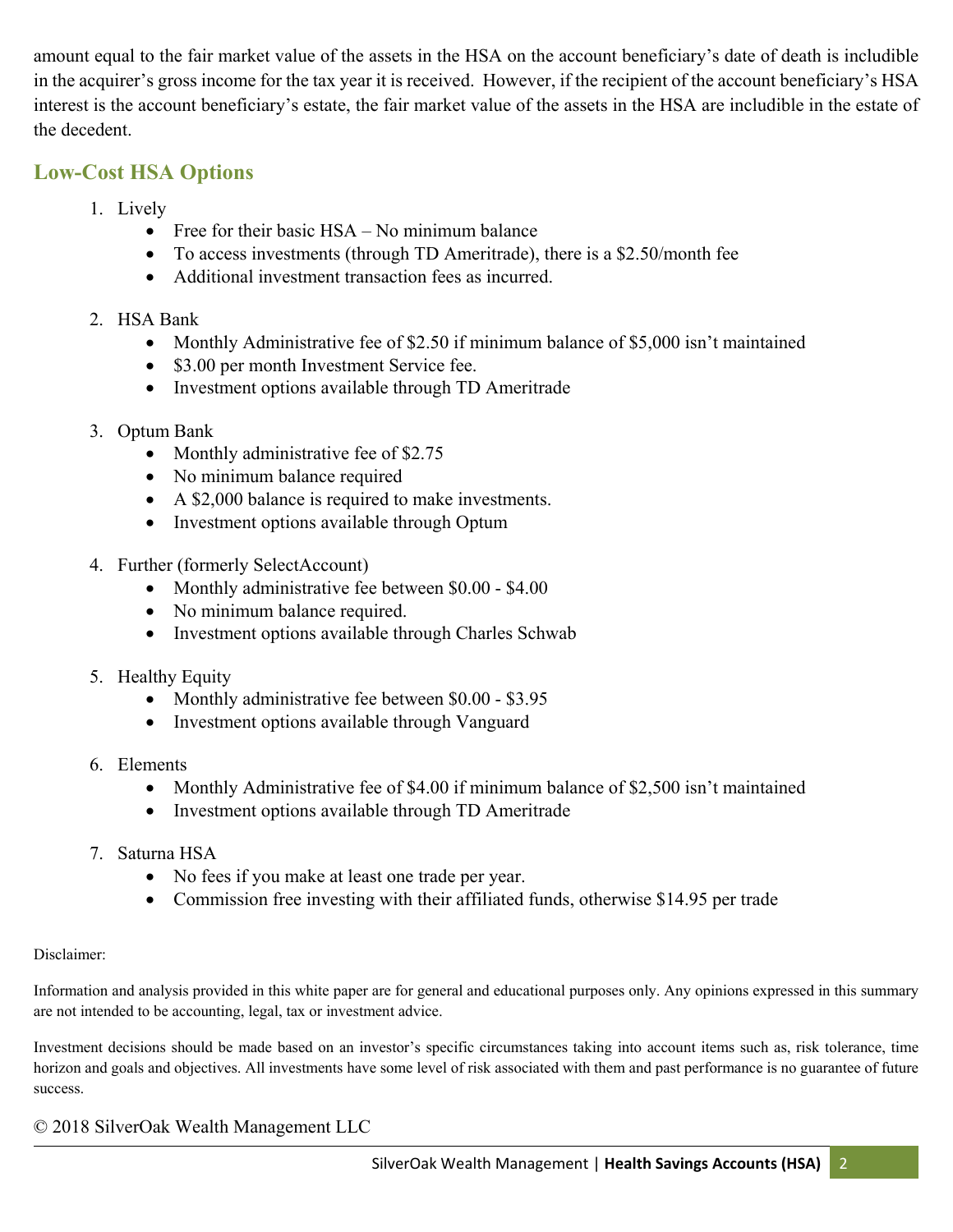amount equal to the fair market value of the assets in the HSA on the account beneficiary's date of death is includible in the acquirer's gross income for the tax year it is received. However, if the recipient of the account beneficiary's HSA interest is the account beneficiary's estate, the fair market value of the assets in the HSA are includible in the estate of the decedent.

## Low-Cost HSA Options

1. Lively
   - Free for their basic HSA – No minimum balance
   - To access investments (through TD Ameritrade), there is a $2.50/month fee
   - Additional investment transaction fees as incurred.

2. HSA Bank
   - Monthly Administrative fee of $2.50 if minimum balance of $5,000 isn't maintained
   - $3.00 per month Investment Service fee.
   - Investment options available through TD Ameritrade

3. Optum Bank
   - Monthly administrative fee of $2.75
   - No minimum balance required
   - A $2,000 balance is required to make investments.
   - Investment options available through Optum

4. Further (formerly SelectAccount)
   - Monthly administrative fee between $0.00 - $4.00
   - No minimum balance required.
   - Investment options available through Charles Schwab

5. Healthy Equity
   - Monthly administrative fee between $0.00 - $3.95
   - Investment options available through Vanguard

6. Elements
   - Monthly Administrative fee of $4.00 if minimum balance of $2,500 isn't maintained
   - Investment options available through TD Ameritrade

7. Saturna HSA
   - No fees if you make at least one trade per year.
   - Commission free investing with their affiliated funds, otherwise $14.95 per trade

Disclaimer:

Information and analysis provided in this white paper are for general and educational purposes only. Any opinions expressed in this summary are not intended to be accounting, legal, tax or investment advice.

Investment decisions should be made based on an investor's specific circumstances taking into account items such as, risk tolerance, time horizon and goals and objectives. All investments have some level of risk associated with them and past performance is no guarantee of future success.

© 2018 SilverOak Wealth Management LLC